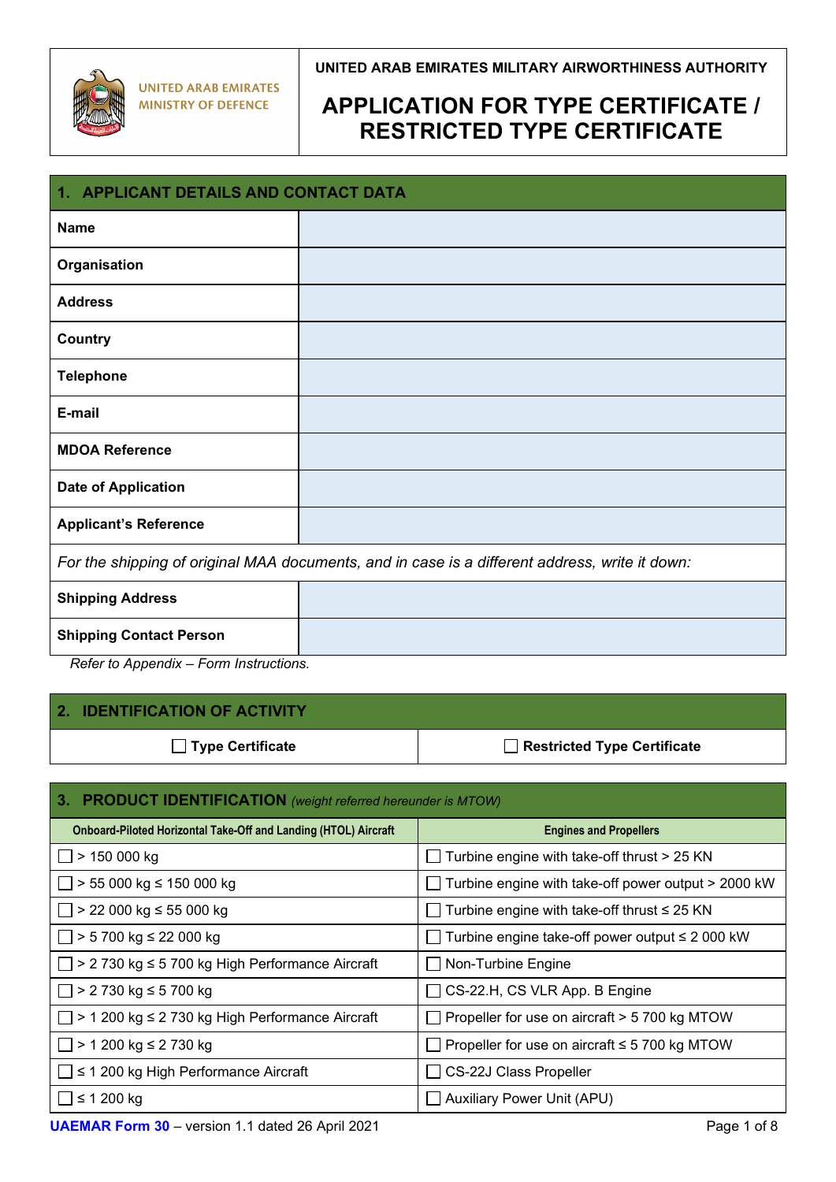UNITED ARAB EMIRATES
MINISTRY OF DEFENCE

UNITED ARAB EMIRATES MILITARY AIRWORTHINESS AUTHORITY

# APPLICATION FOR TYPE CERTIFICATE / RESTRICTED TYPE CERTIFICATE

## 1. APPLICANT DETAILS AND CONTACT DATA

| | |
|---|---|
| **Name** | |
| **Organisation** | |
| **Address** | |
| **Country** | |
| **Telephone** | |
| **E-mail** | |
| **MDOA Reference** | |
| **Date of Application** | |
| **Applicant's Reference** | |
| *For the shipping of original MAA documents, and in case is a different address, write it down:* | |
| **Shipping Address** | |
| **Shipping Contact Person** | |

*Refer to Appendix – Form Instructions.*

## 2. IDENTIFICATION OF ACTIVITY

| | |
|---|---|
| ☐ **Type Certificate** | ☐ **Restricted Type Certificate** |

## 3. PRODUCT IDENTIFICATION *(weight referred hereunder is MTOW)*

| Onboard-Piloted Horizontal Take-Off and Landing (HTOL) Aircraft | Engines and Propellers |
|---|---|
| ☐ > 150 000 kg | ☐ Turbine engine with take-off thrust > 25 KN |
| ☐ > 55 000 kg ≤ 150 000 kg | ☐ Turbine engine with take-off power output > 2000 kW |
| ☐ > 22 000 kg ≤ 55 000 kg | ☐ Turbine engine with take-off thrust ≤ 25 KN |
| ☐ > 5 700 kg ≤ 22 000 kg | ☐ Turbine engine take-off power output ≤ 2 000 kW |
| ☐ > 2 730 kg ≤ 5 700 kg High Performance Aircraft | ☐ Non-Turbine Engine |
| ☐ > 2 730 kg ≤ 5 700 kg | ☐ CS-22.H, CS VLR App. B Engine |
| ☐ > 1 200 kg ≤ 2 730 kg High Performance Aircraft | ☐ Propeller for use on aircraft > 5 700 kg MTOW |
| ☐ > 1 200 kg ≤ 2 730 kg | ☐ Propeller for use on aircraft ≤ 5 700 kg MTOW |
| ☐ ≤ 1 200 kg High Performance Aircraft | ☐ CS-22J Class Propeller |
| ☐ ≤ 1 200 kg | ☐ Auxiliary Power Unit (APU) |

**UAEMAR Form 30** – version 1.1 dated 26 April 2021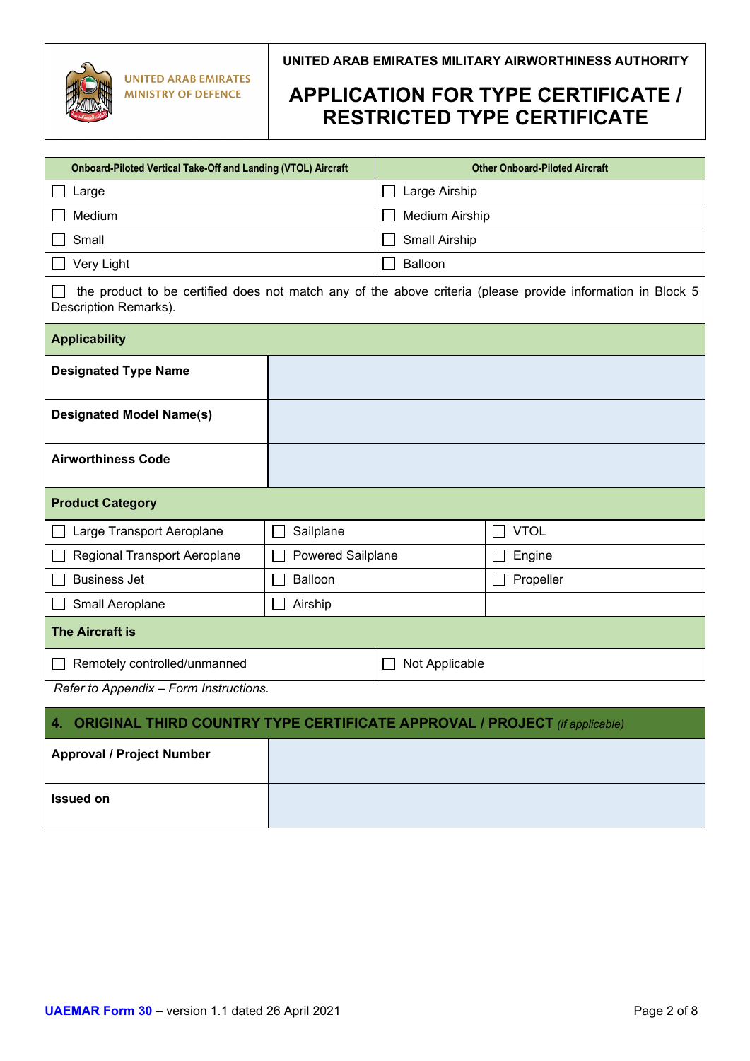UNITED ARAB EMIRATES MINISTRY OF DEFENCE

**UNITED ARAB EMIRATES MILITARY AIRWORTHINESS AUTHORITY**

# APPLICATION FOR TYPE CERTIFICATE / RESTRICTED TYPE CERTIFICATE

| Onboard-Piloted Vertical Take-Off and Landing (VTOL) Aircraft | Other Onboard-Piloted Aircraft |
|---|---|
| ☐ Large | ☐ Large Airship |
| ☐ Medium | ☐ Medium Airship |
| ☐ Small | ☐ Small Airship |
| ☐ Very Light | ☐ Balloon |

☐ the product to be certified does not match any of the above criteria (please provide information in Block 5 Description Remarks).

**Applicability**

| | |
|---|---|
| **Designated Type Name** | |
| **Designated Model Name(s)** | |
| **Airworthiness Code** | |

**Product Category**

| | | |
|---|---|---|
| ☐ Large Transport Aeroplane | ☐ Sailplane | ☐ VTOL |
| ☐ Regional Transport Aeroplane | ☐ Powered Sailplane | ☐ Engine |
| ☐ Business Jet | ☐ Balloon | ☐ Propeller |
| ☐ Small Aeroplane | ☐ Airship | |

**The Aircraft is**

| | |
|---|---|
| ☐ Remotely controlled/unmanned | ☐ Not Applicable |

*Refer to Appendix – Form Instructions.*

## 4. ORIGINAL THIRD COUNTRY TYPE CERTIFICATE APPROVAL / PROJECT *(if applicable)*

| | |
|---|---|
| **Approval / Project Number** | |
| **Issued on** | |

**UAEMAR Form 30** – version 1.1 dated 26 April 2021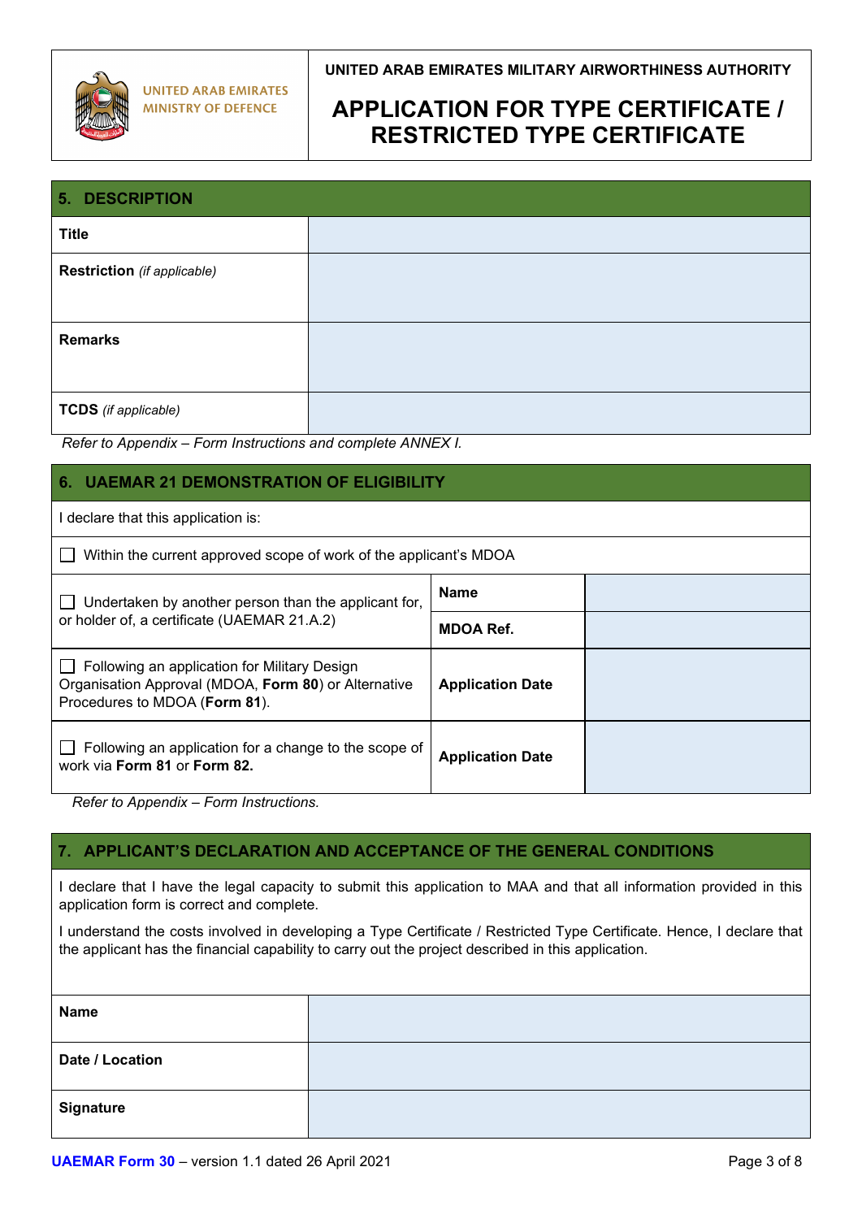## 5. DESCRIPTION

| | |
|---|---|
| **Title** | |
| **Restriction** *(if applicable)* | |
| **Remarks** | |
| **TCDS** *(if applicable)* | |

*Refer to Appendix – Form Instructions and complete ANNEX I.*

## 6. UAEMAR 21 DEMONSTRATION OF ELIGIBILITY

I declare that this application is:

☐ Within the current approved scope of work of the applicant's MDOA

| | | |
|---|---|---|
| ☐ Undertaken by another person than the applicant for, or holder of, a certificate (UAEMAR 21.A.2) | **Name** | |
| | **MDOA Ref.** | |
| ☐ Following an application for Military Design Organisation Approval (MDOA, **Form 80**) or Alternative Procedures to MDOA (**Form 81**). | **Application Date** | |
| ☐ Following an application for a change to the scope of work via **Form 81** or **Form 82.** | **Application Date** | |

*Refer to Appendix – Form Instructions.*

## 7. APPLICANT'S DECLARATION AND ACCEPTANCE OF THE GENERAL CONDITIONS

I declare that I have the legal capacity to submit this application to MAA and that all information provided in this application form is correct and complete.

I understand the costs involved in developing a Type Certificate / Restricted Type Certificate. Hence, I declare that the applicant has the financial capability to carry out the project described in this application.

| | |
|---|---|
| **Name** | |
| **Date / Location** | |
| **Signature** | |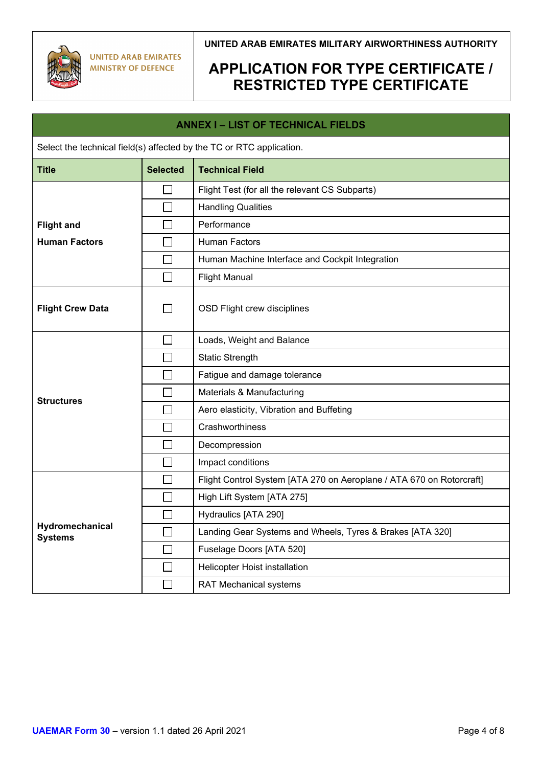## ANNEX I – LIST OF TECHNICAL FIELDS

Select the technical field(s) affected by the TC or RTC application.

| Title | Selected | Technical Field |
|---|---|---|
| **Flight and Human Factors** | ☐ | Flight Test (for all the relevant CS Subparts) |
| | ☐ | Handling Qualities |
| | ☐ | Performance |
| | ☐ | Human Factors |
| | ☐ | Human Machine Interface and Cockpit Integration |
| | ☐ | Flight Manual |
| **Flight Crew Data** | ☐ | OSD Flight crew disciplines |
| **Structures** | ☐ | Loads, Weight and Balance |
| | ☐ | Static Strength |
| | ☐ | Fatigue and damage tolerance |
| | ☐ | Materials & Manufacturing |
| | ☐ | Aero elasticity, Vibration and Buffeting |
| | ☐ | Crashworthiness |
| | ☐ | Decompression |
| | ☐ | Impact conditions |
| **Hydromechanical Systems** | ☐ | Flight Control System [ATA 270 on Aeroplane / ATA 670 on Rotorcraft] |
| | ☐ | High Lift System [ATA 275] |
| | ☐ | Hydraulics [ATA 290] |
| | ☐ | Landing Gear Systems and Wheels, Tyres & Brakes [ATA 320] |
| | ☐ | Fuselage Doors [ATA 520] |
| | ☐ | Helicopter Hoist installation |
| | ☐ | RAT Mechanical systems |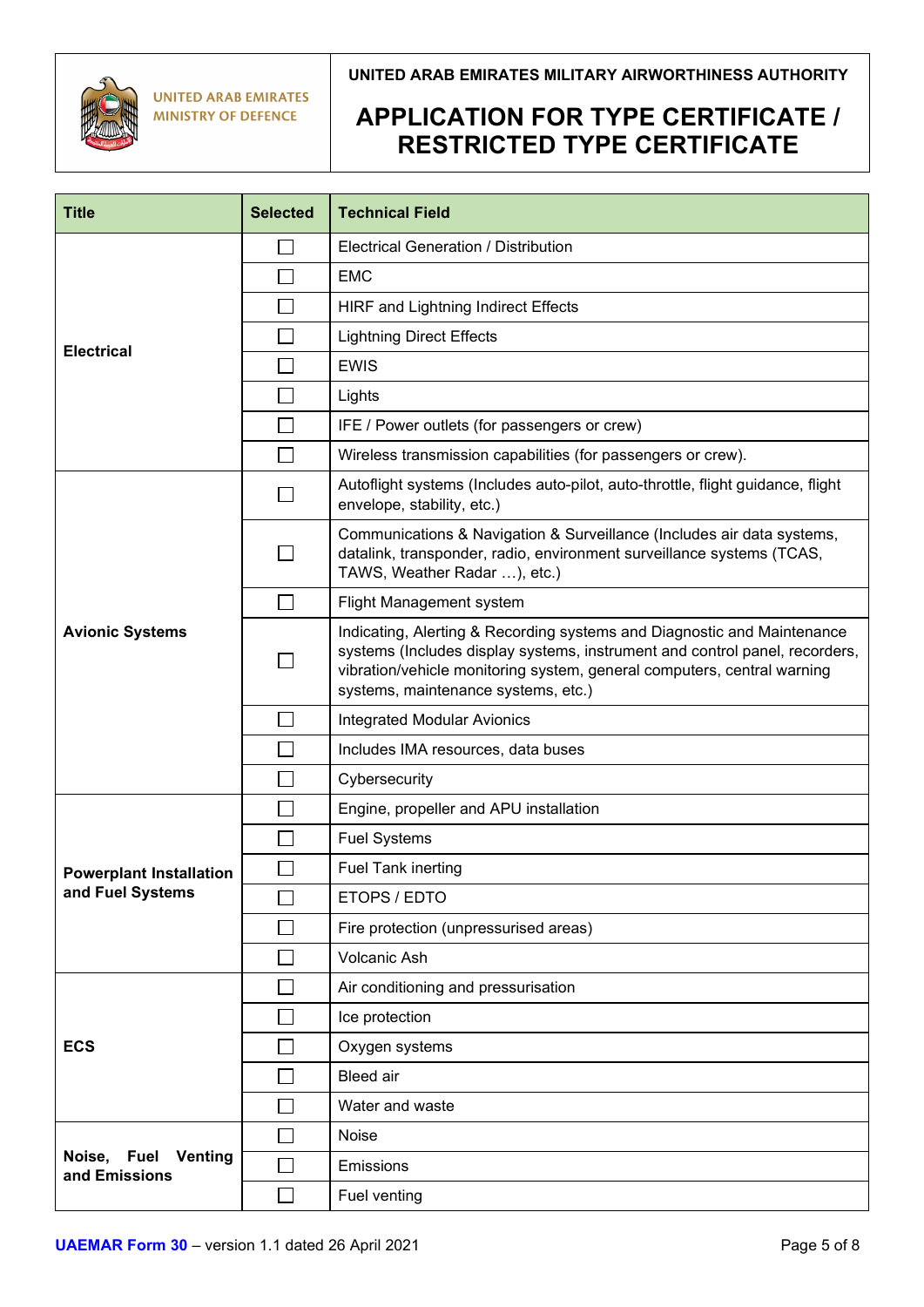| Title | Selected | Technical Field |
|---|---|---|
| **Electrical** | ☐ | Electrical Generation / Distribution |
| | ☐ | EMC |
| | ☐ | HIRF and Lightning Indirect Effects |
| | ☐ | Lightning Direct Effects |
| | ☐ | EWIS |
| | ☐ | Lights |
| | ☐ | IFE / Power outlets (for passengers or crew) |
| | ☐ | Wireless transmission capabilities (for passengers or crew). |
| **Avionic Systems** | ☐ | Autoflight systems (Includes auto-pilot, auto-throttle, flight guidance, flight envelope, stability, etc.) |
| | ☐ | Communications & Navigation & Surveillance (Includes air data systems, datalink, transponder, radio, environment surveillance systems (TCAS, TAWS, Weather Radar …), etc.) |
| | ☐ | Flight Management system |
| | ☐ | Indicating, Alerting & Recording systems and Diagnostic and Maintenance systems (Includes display systems, instrument and control panel, recorders, vibration/vehicle monitoring system, general computers, central warning systems, maintenance systems, etc.) |
| | ☐ | Integrated Modular Avionics |
| | ☐ | Includes IMA resources, data buses |
| | ☐ | Cybersecurity |
| **Powerplant Installation and Fuel Systems** | ☐ | Engine, propeller and APU installation |
| | ☐ | Fuel Systems |
| | ☐ | Fuel Tank inerting |
| | ☐ | ETOPS / EDTO |
| | ☐ | Fire protection (unpressurised areas) |
| | ☐ | Volcanic Ash |
| **ECS** | ☐ | Air conditioning and pressurisation |
| | ☐ | Ice protection |
| | ☐ | Oxygen systems |
| | ☐ | Bleed air |
| | ☐ | Water and waste |
| **Noise, Fuel Venting and Emissions** | ☐ | Noise |
| | ☐ | Emissions |
| | ☐ | Fuel venting |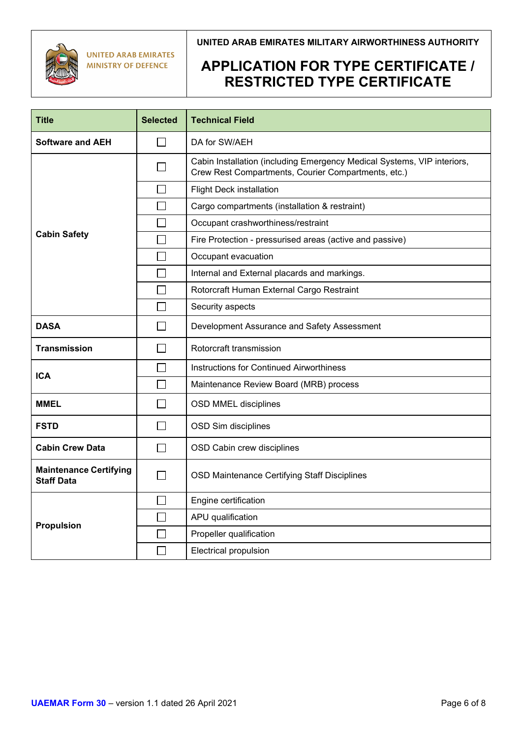| Title | Selected | Technical Field |
|---|---|---|
| **Software and AEH** | ☐ | DA for SW/AEH |
| **Cabin Safety** | ☐ | Cabin Installation (including Emergency Medical Systems, VIP interiors, Crew Rest Compartments, Courier Compartments, etc.) |
| | ☐ | Flight Deck installation |
| | ☐ | Cargo compartments (installation & restraint) |
| | ☐ | Occupant crashworthiness/restraint |
| | ☐ | Fire Protection - pressurised areas (active and passive) |
| | ☐ | Occupant evacuation |
| | ☐ | Internal and External placards and markings. |
| | ☐ | Rotorcraft Human External Cargo Restraint |
| | ☐ | Security aspects |
| **DASA** | ☐ | Development Assurance and Safety Assessment |
| **Transmission** | ☐ | Rotorcraft transmission |
| **ICA** | ☐ | Instructions for Continued Airworthiness |
| | ☐ | Maintenance Review Board (MRB) process |
| **MMEL** | ☐ | OSD MMEL disciplines |
| **FSTD** | ☐ | OSD Sim disciplines |
| **Cabin Crew Data** | ☐ | OSD Cabin crew disciplines |
| **Maintenance Certifying Staff Data** | ☐ | OSD Maintenance Certifying Staff Disciplines |
| **Propulsion** | ☐ | Engine certification |
| | ☐ | APU qualification |
| | ☐ | Propeller qualification |
| | ☐ | Electrical propulsion |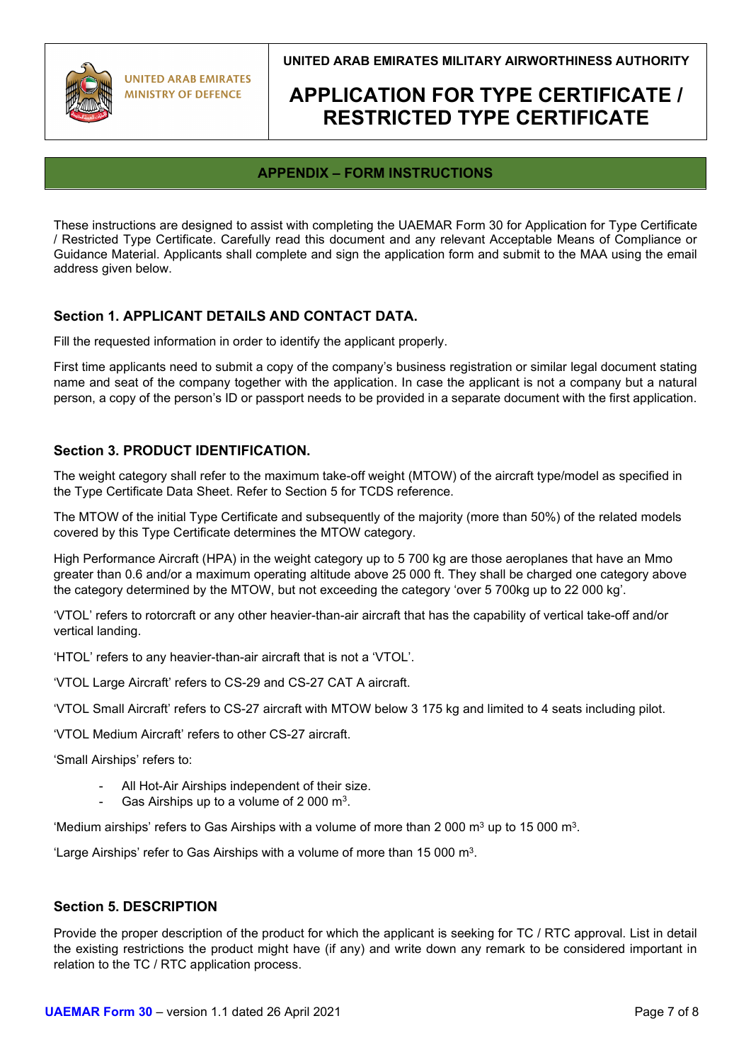## APPENDIX – FORM INSTRUCTIONS

These instructions are designed to assist with completing the UAEMAR Form 30 for Application for Type Certificate / Restricted Type Certificate. Carefully read this document and any relevant Acceptable Means of Compliance or Guidance Material. Applicants shall complete and sign the application form and submit to the MAA using the email address given below.

### Section 1. APPLICANT DETAILS AND CONTACT DATA.

Fill the requested information in order to identify the applicant properly.

First time applicants need to submit a copy of the company's business registration or similar legal document stating name and seat of the company together with the application. In case the applicant is not a company but a natural person, a copy of the person's ID or passport needs to be provided in a separate document with the first application.

### Section 3. PRODUCT IDENTIFICATION.

The weight category shall refer to the maximum take-off weight (MTOW) of the aircraft type/model as specified in the Type Certificate Data Sheet. Refer to Section 5 for TCDS reference.

The MTOW of the initial Type Certificate and subsequently of the majority (more than 50%) of the related models covered by this Type Certificate determines the MTOW category.

High Performance Aircraft (HPA) in the weight category up to 5 700 kg are those aeroplanes that have an Mmo greater than 0.6 and/or a maximum operating altitude above 25 000 ft. They shall be charged one category above the category determined by the MTOW, but not exceeding the category 'over 5 700kg up to 22 000 kg'.

'VTOL' refers to rotorcraft or any other heavier-than-air aircraft that has the capability of vertical take-off and/or vertical landing.

'HTOL' refers to any heavier-than-air aircraft that is not a 'VTOL'.

'VTOL Large Aircraft' refers to CS-29 and CS-27 CAT A aircraft.

'VTOL Small Aircraft' refers to CS-27 aircraft with MTOW below 3 175 kg and limited to 4 seats including pilot.

'VTOL Medium Aircraft' refers to other CS-27 aircraft.

'Small Airships' refers to:

- All Hot-Air Airships independent of their size.
- Gas Airships up to a volume of 2 000 $m^3$.

'Medium airships' refers to Gas Airships with a volume of more than 2 000 $m^3$ up to 15 000 $m^3$.

'Large Airships' refer to Gas Airships with a volume of more than 15 000 $m^3$.

### Section 5. DESCRIPTION

Provide the proper description of the product for which the applicant is seeking for TC / RTC approval. List in detail the existing restrictions the product might have (if any) and write down any remark to be considered important in relation to the TC / RTC application process.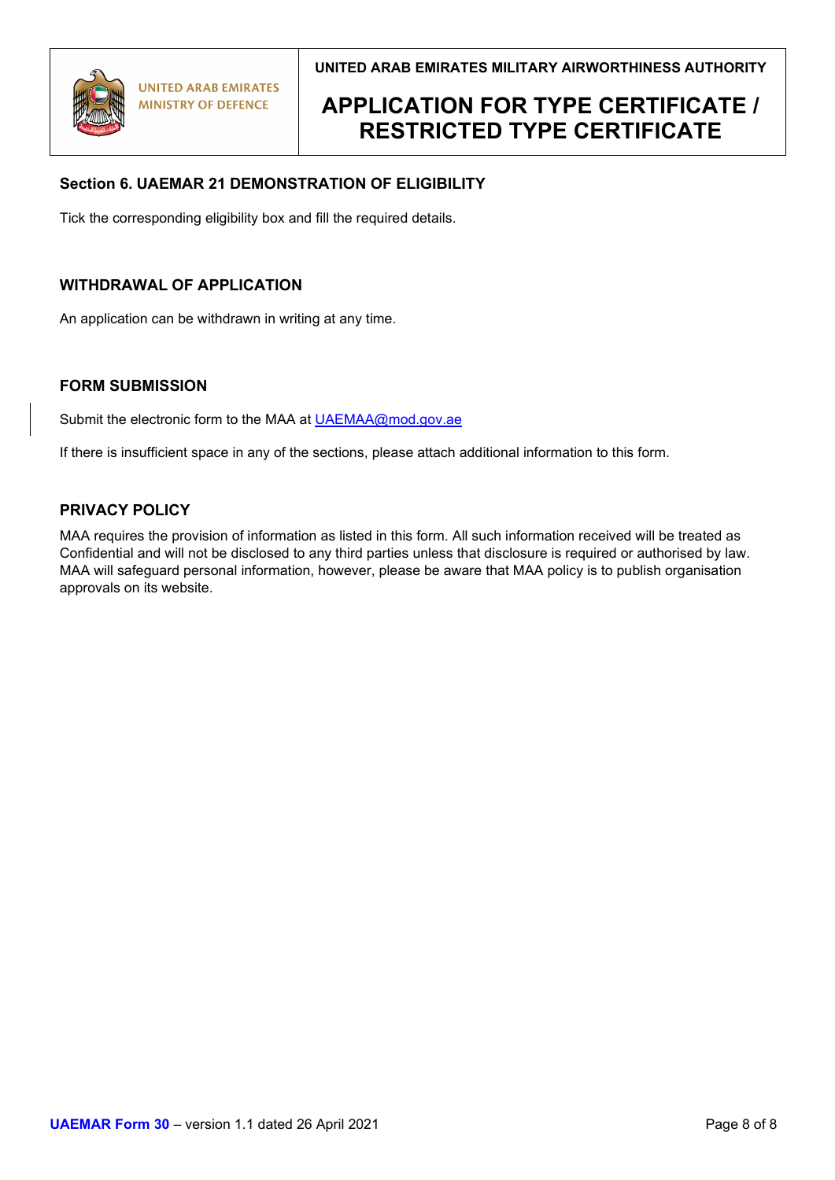## Section 6. UAEMAR 21 DEMONSTRATION OF ELIGIBILITY

Tick the corresponding eligibility box and fill the required details.

## WITHDRAWAL OF APPLICATION

An application can be withdrawn in writing at any time.

## FORM SUBMISSION

Submit the electronic form to the MAA at UAEMAA@mod.gov.ae

If there is insufficient space in any of the sections, please attach additional information to this form.

## PRIVACY POLICY

MAA requires the provision of information as listed in this form. All such information received will be treated as Confidential and will not be disclosed to any third parties unless that disclosure is required or authorised by law. MAA will safeguard personal information, however, please be aware that MAA policy is to publish organisation approvals on its website.